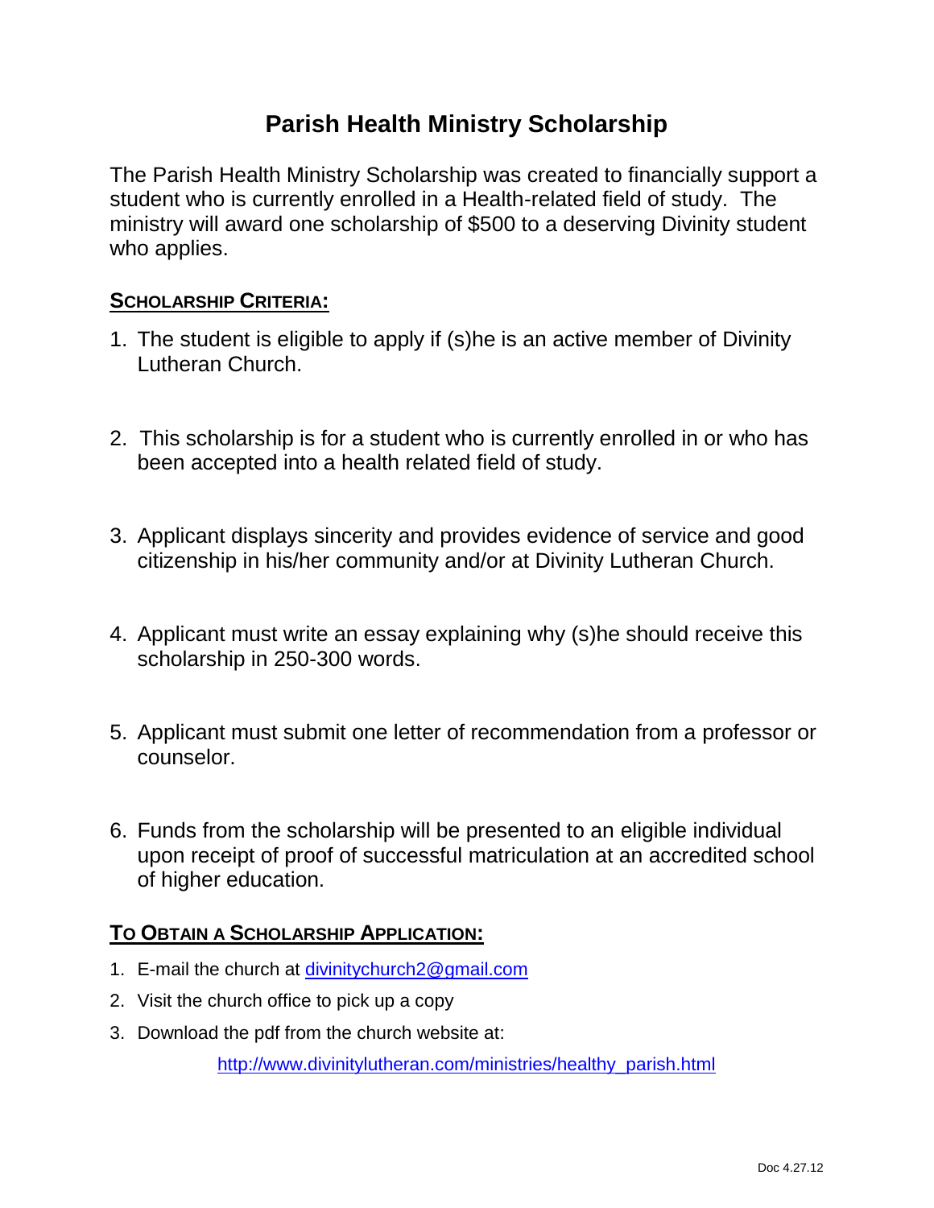# Parish Health Ministry Scholarship

The Parish Health Ministry Scholarship was created to financially support a student who is currently enrolled in a Health-related field of study. The ministry will award one scholarship of $500 to a deserving Divinity student who applies.

## SCHOLARSHIP CRITERIA:

1. The student is eligible to apply if (s)he is an active member of Divinity Lutheran Church.
2. This scholarship is for a student who is currently enrolled in or who has been accepted into a health related field of study.
3. Applicant displays sincerity and provides evidence of service and good citizenship in his/her community and/or at Divinity Lutheran Church.
4. Applicant must write an essay explaining why (s)he should receive this scholarship in 250-300 words.
5. Applicant must submit one letter of recommendation from a professor or counselor.
6. Funds from the scholarship will be presented to an eligible individual upon receipt of proof of successful matriculation at an accredited school of higher education.

## TO OBTAIN A SCHOLARSHIP APPLICATION:

1. E-mail the church at divinitychurch2@gmail.com
2. Visit the church office to pick up a copy
3. Download the pdf from the church website at:

   http://www.divinitylutheran.com/ministries/healthy_parish.html

Doc 4.27.12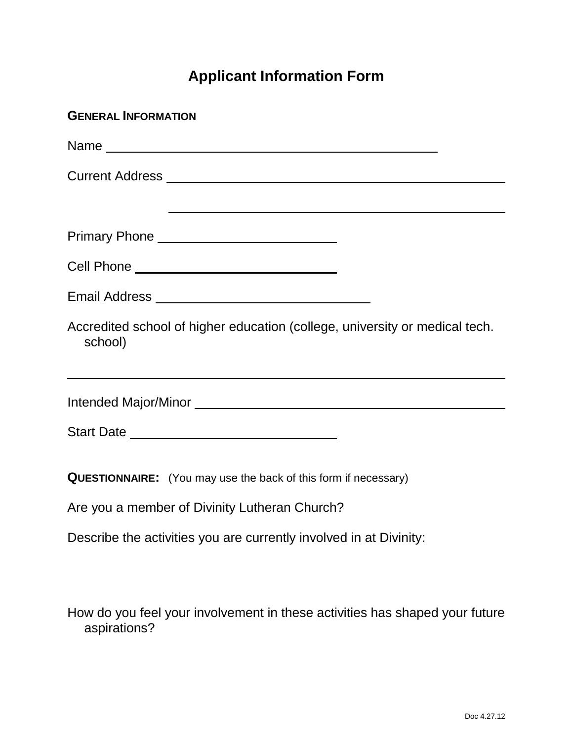# Applicant Information Form

**GENERAL INFORMATION**

Name ______________________________________________

Current Address ______________________________________________

______________________________________________

Primary Phone ________________________

Cell Phone ____________________________

Email Address ______________________________

Accredited school of higher education (college, university or medical tech. school)

______________________________________________________________

Intended Major/Minor ______________________________________________

Start Date ____________________________

**QUESTIONNAIRE:** (You may use the back of this form if necessary)

Are you a member of Divinity Lutheran Church?

Describe the activities you are currently involved in at Divinity:

How do you feel your involvement in these activities has shaped your future aspirations?

Doc 4.27.12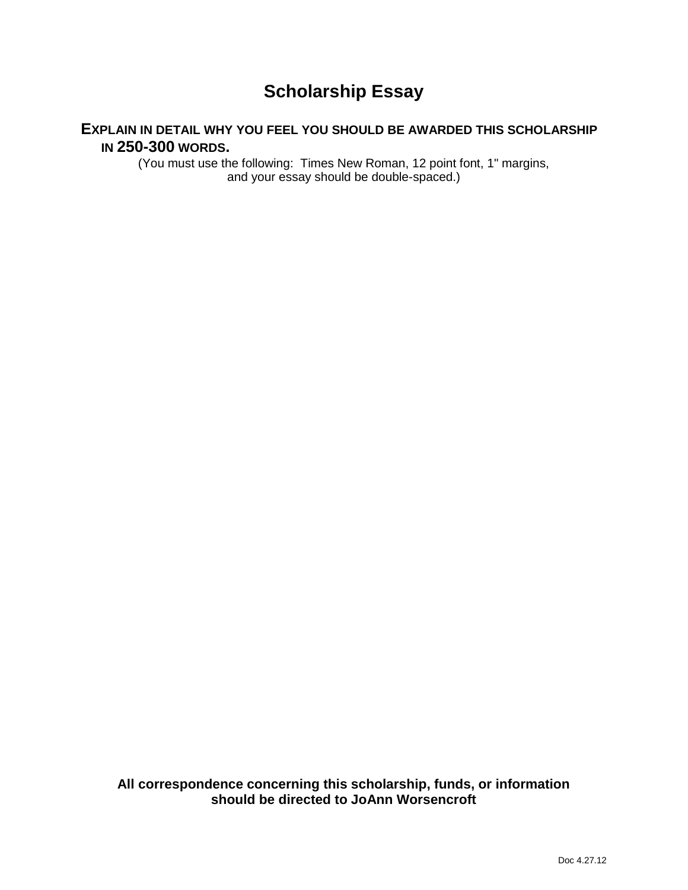# Scholarship Essay

**EXPLAIN IN DETAIL WHY YOU FEEL YOU SHOULD BE AWARDED THIS SCHOLARSHIP IN 250-300 WORDS.**

(You must use the following: Times New Roman, 12 point font, 1" margins, and your essay should be double-spaced.)

**All correspondence concerning this scholarship, funds, or information should be directed to JoAnn Worsencroft**

Doc 4.27.12